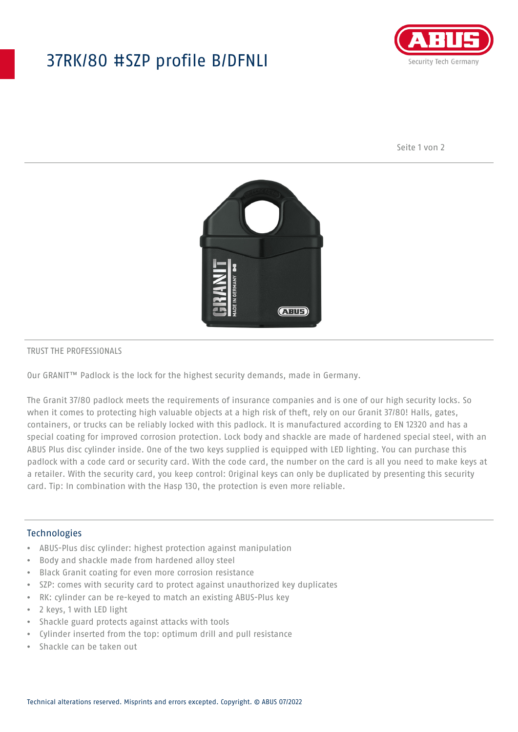# 37RK/80 #SZP profile B/DFNLI

TRUST THE PROFESSIONALS

Our GRANIT™ Padlock is the lock for the highest security demands, made in Germany.

The Granit 37/80 padlock meets the requirements of insurance companies and is one of our high security locks. So when it comes to protecting high valuable objects at a high risk of theft, rely on our Granit 37/80! Halls, gates, containers, or trucks can be reliably locked with this padlock. It is manufactured according to EN 12320 and has a special coating for improved corrosion protection. Lock body and shackle are made of hardened special steel, with an ABUS Plus disc cylinder inside. One of the two keys supplied is equipped with LED lighting. You can purchase this padlock with a code card or security card. With the code card, the number on the card is all you need to make keys at a retailer. With the security card, you keep control: Original keys can only be duplicated by presenting this security card. Tip: In combination with the Hasp 130, the protection is even more reliable.

## Technologies

- ABUS-Plus disc cylinder: highest protection against manipulation
- Body and shackle made from hardened alloy steel
- Black Granit coating for even more corrosion resistance
- SZP: comes with security card to protect against unauthorized key duplicates
- RK: cylinder can be re-keyed to match an existing ABUS-Plus key
- 2 keys, 1 with LED light
- Shackle guard protects against attacks with tools
- Cylinder inserted from the top: optimum drill and pull resistance
- Shackle can be taken out

Technical alterations reserved. Misprints and errors excepted. Copyright. © ABUS 07/2022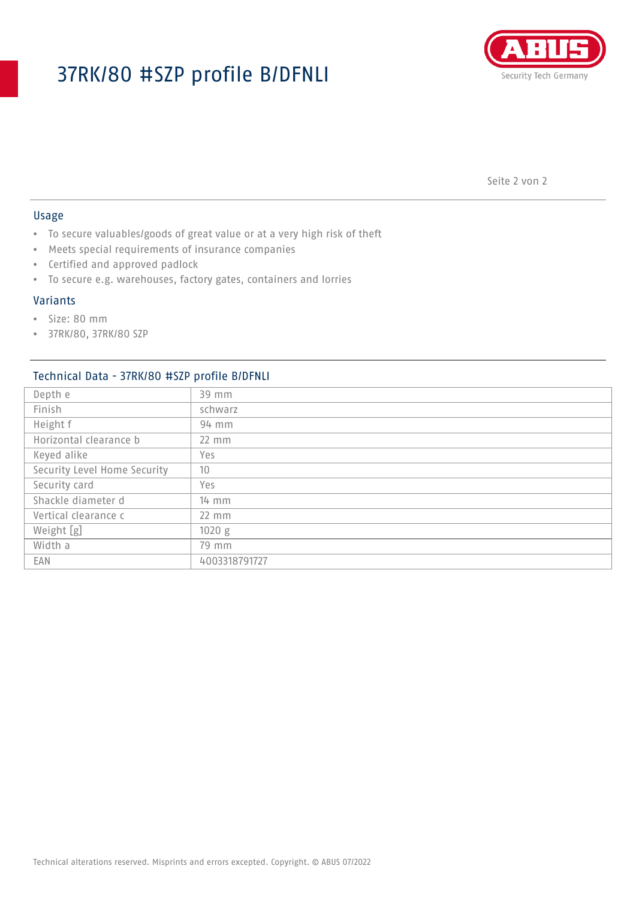# 37RK/80 #SZP profile B/DFNLI

## Usage

- To secure valuables/goods of great value or at a very high risk of theft
- Meets special requirements of insurance companies
- Certified and approved padlock
- To secure e.g. warehouses, factory gates, containers and lorries

## Variants

- Size: 80 mm
- 37RK/80, 37RK/80 SZP

## Technical Data - 37RK/80 #SZP profile B/DFNLI

| | |
|---|---|
| Depth e | 39 mm |
| Finish | schwarz |
| Height f | 94 mm |
| Horizontal clearance b | 22 mm |
| Keyed alike | Yes |
| Security Level Home Security | 10 |
| Security card | Yes |
| Shackle diameter d | 14 mm |
| Vertical clearance c | 22 mm |
| Weight [g] | 1020 g |
| Width a | 79 mm |
| EAN | 4003318791727 |

Technical alterations reserved. Misprints and errors excepted. Copyright. © ABUS 07/2022